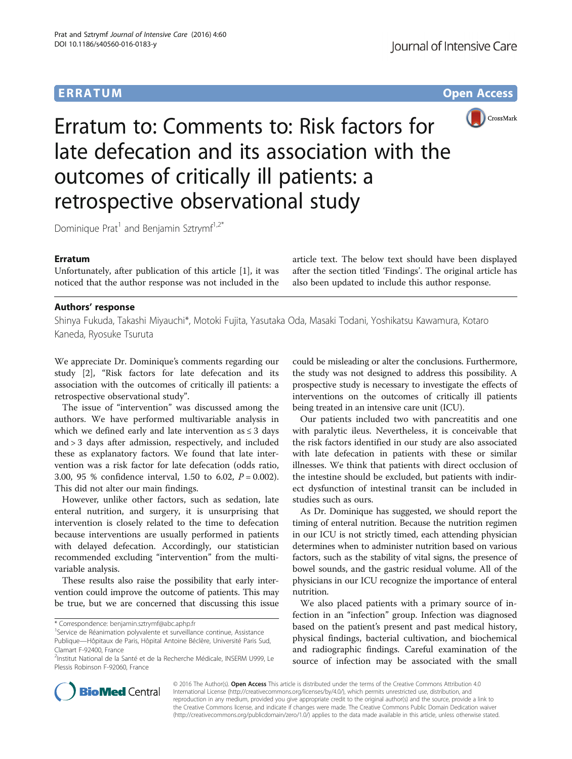# Erratum to: Comments to: Risk factors for late defecation and its association with the outcomes of critically ill patients: a retrospective observational study

Dominique Prat[1] and Benjamin Sztrymf[1,2*]

## Erratum

Unfortunately, after publication of this article [1], it was noticed that the author response was not included in the article text. The below text should have been displayed after the section titled 'Findings'. The original article has also been updated to include this author response.

## Authors' response

Shinya Fukuda, Takashi Miyauchi*, Motoki Fujita, Yasutaka Oda, Masaki Todani, Yoshikatsu Kawamura, Kotaro Kaneda, Ryosuke Tsuruta

We appreciate Dr. Dominique's comments regarding our study [2], "Risk factors for late defecation and its association with the outcomes of critically ill patients: a retrospective observational study".

The issue of "intervention" was discussed among the authors. We have performed multivariable analysis in which we defined early and late intervention as ≤ 3 days and > 3 days after admission, respectively, and included these as explanatory factors. We found that late intervention was a risk factor for late defecation (odds ratio, 3.00, 95 % confidence interval, 1.50 to 6.02, $P = 0.002$). This did not alter our main findings.

However, unlike other factors, such as sedation, late enteral nutrition, and surgery, it is unsurprising that intervention is closely related to the time to defecation because interventions are usually performed in patients with delayed defecation. Accordingly, our statistician recommended excluding "intervention" from the multivariable analysis.

These results also raise the possibility that early intervention could improve the outcome of patients. This may be true, but we are concerned that discussing this issue could be misleading or alter the conclusions. Furthermore, the study was not designed to address this possibility. A prospective study is necessary to investigate the effects of interventions on the outcomes of critically ill patients being treated in an intensive care unit (ICU).

Our patients included two with pancreatitis and one with paralytic ileus. Nevertheless, it is conceivable that the risk factors identified in our study are also associated with late defecation in patients with these or similar illnesses. We think that patients with direct occlusion of the intestine should be excluded, but patients with indirect dysfunction of intestinal transit can be included in studies such as ours.

As Dr. Dominique has suggested, we should report the timing of enteral nutrition. Because the nutrition regimen in our ICU is not strictly timed, each attending physician determines when to administer nutrition based on various factors, such as the stability of vital signs, the presence of bowel sounds, and the gastric residual volume. All of the physicians in our ICU recognize the importance of enteral nutrition.

We also placed patients with a primary source of infection in an "infection" group. Infection was diagnosed based on the patient's present and past medical history, physical findings, bacterial cultivation, and biochemical and radiographic findings. Careful examination of the source of infection may be associated with the small

\* Correspondence: benjamin.sztrymf@abc.aphp.fr

[1] Service de Réanimation polyvalente et surveillance continue, Assistance Publique—Hôpitaux de Paris, Hôpital Antoine Béclère, Université Paris Sud, Clamart F-92400, France

[2] Institut National de la Santé et de la Recherche Médicale, INSERM U999, Le Plessis Robinson F-92060, France

© 2016 The Author(s). **Open Access** This article is distributed under the terms of the Creative Commons Attribution 4.0 International License (http://creativecommons.org/licenses/by/4.0/), which permits unrestricted use, distribution, and reproduction in any medium, provided you give appropriate credit to the original author(s) and the source, provide a link to the Creative Commons license, and indicate if changes were made. The Creative Commons Public Domain Dedication waiver (http://creativecommons.org/publicdomain/zero/1.0/) applies to the data made available in this article, unless otherwise stated.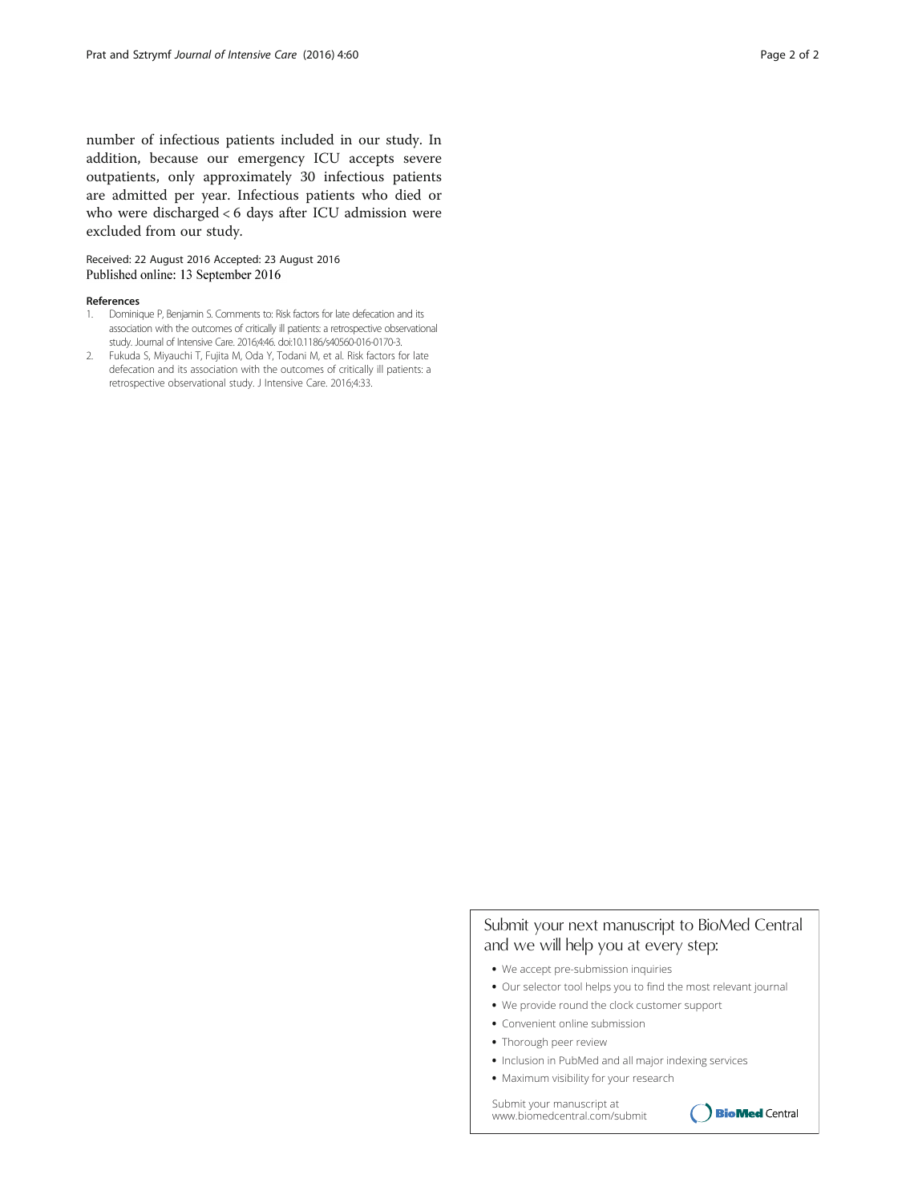number of infectious patients included in our study. In addition, because our emergency ICU accepts severe outpatients, only approximately 30 infectious patients are admitted per year. Infectious patients who died or who were discharged < 6 days after ICU admission were excluded from our study.

Received: 22 August 2016 Accepted: 23 August 2016
Published online: 13 September 2016

## References

1. Dominique P, Benjamin S. Comments to: Risk factors for late defecation and its association with the outcomes of critically ill patients: a retrospective observational study. Journal of Intensive Care. 2016;4:46. doi:10.1186/s40560-016-0170-3.
2. Fukuda S, Miyauchi T, Fujita M, Oda Y, Todani M, et al. Risk factors for late defecation and its association with the outcomes of critically ill patients: a retrospective observational study. J Intensive Care. 2016;4:33.

Submit your next manuscript to BioMed Central and we will help you at every step:

- We accept pre-submission inquiries
- Our selector tool helps you to find the most relevant journal
- We provide round the clock customer support
- Convenient online submission
- Thorough peer review
- Inclusion in PubMed and all major indexing services
- Maximum visibility for your research

Submit your manuscript at
www.biomedcentral.com/submit

BioMed Central